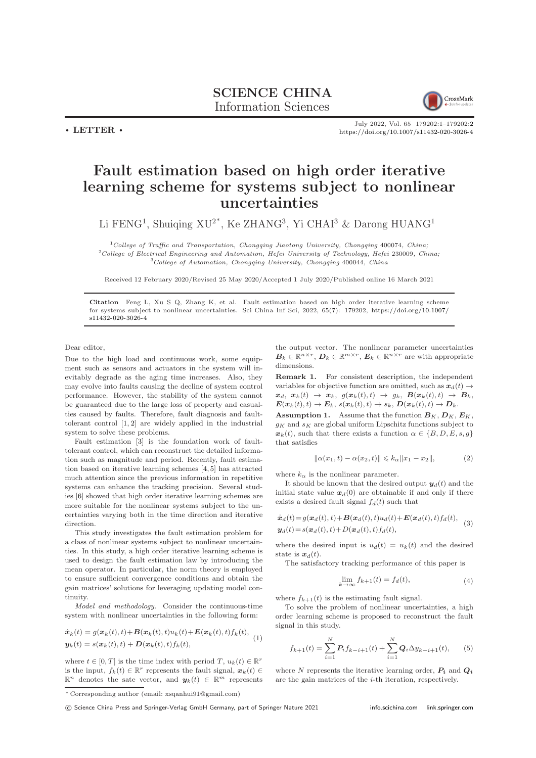**SCIENCE CHINA**
**Information Sciences**

• **LETTER** •

July 2022, Vol. 65 179202:1–179202:2
https://doi.org/10.1007/s11432-020-3026-4

# Fault estimation based on high order iterative learning scheme for systems subject to nonlinear uncertainties

Li FENG[1], Shuiqing XU[2*], Ke ZHANG[3], Yi CHAI[3] & Darong HUANG[1]

[1]*College of Traffic and Transportation, Chongqing Jiaotong University, Chongqing* 400074*, China;*
[2]*College of Electrical Engineering and Automation, Hefei University of Technology, Hefei* 230009*, China;*
[3]*College of Automation, Chongqing University, Chongqing* 400044*, China*

Received 12 February 2020/Revised 25 May 2020/Accepted 1 July 2020/Published online 16 March 2021

**Citation** Feng L, Xu S Q, Zhang K, et al. Fault estimation based on high order iterative learning scheme for systems subject to nonlinear uncertainties. Sci China Inf Sci, 2022, 65(7): 179202, https://doi.org/10.1007/s11432-020-3026-4

Dear editor,

Due to the high load and continuous work, some equipment such as sensors and actuators in the system will inevitably degrade as the aging time increases. Also, they may evolve into faults causing the decline of system control performance. However, the stability of the system cannot be guaranteed due to the large loss of property and casualties caused by faults. Therefore, fault diagnosis and fault-tolerant control [1, 2] are widely applied in the industrial system to solve these problems.

Fault estimation [3] is the foundation work of fault-tolerant control, which can reconstruct the detailed information such as magnitude and period. Recently, fault estimation based on iterative learning schemes [4, 5] has attracted much attention since the previous information in repetitive systems can enhance the tracking precision. Several studies [6] showed that high order iterative learning schemes are more suitable for the nonlinear systems subject to the uncertainties varying both in the time direction and iterative direction.

This study investigates the fault estimation problem for a class of nonlinear systems subject to nonlinear uncertainties. In this study, a high order iterative learning scheme is used to design the fault estimation law by introducing the mean operator. In particular, the norm theory is employed to ensure sufficient convergence conditions and obtain the gain matrices' solutions for leveraging updating model continuity.

*Model and methodology.* Consider the continuous-time system with nonlinear uncertainties in the following form:

$$\begin{aligned}\dot{\boldsymbol{x}}_k(t) &= g(\boldsymbol{x}_k(t),t)+\boldsymbol{B}(\boldsymbol{x}_k(t),t)u_k(t)+\boldsymbol{E}(\boldsymbol{x}_k(t),t)f_k(t),\\ \boldsymbol{y}_k(t) &= s(\boldsymbol{x}_k(t),t)+\boldsymbol{D}(\boldsymbol{x}_k(t),t)f_k(t),\end{aligned} \tag{1}$$

where $t \in [0,T]$ is the time index with period $T$, $u_k(t) \in \mathbb{R}^r$ is the input, $f_k(t) \in \mathbb{R}^r$ represents the fault signal, $\boldsymbol{x}_k(t) \in \mathbb{R}^n$ denotes the sate vector, and $\boldsymbol{y}_k(t) \in \mathbb{R}^m$ represents the output vector. The nonlinear parameter uncertainties $\boldsymbol{B}_k \in \mathbb{R}^{n\times r}$, $\boldsymbol{D}_k \in \mathbb{R}^{m\times r}$, $\boldsymbol{E}_k \in \mathbb{R}^{n\times r}$ are with appropriate dimensions.

**Remark 1.** For consistent description, the independent variables for objective function are omitted, such as $\boldsymbol{x}_d(t) \to \boldsymbol{x}_d$, $\boldsymbol{x}_k(t) \to \boldsymbol{x}_k$, $g(\boldsymbol{x}_k(t),t) \to g_k$, $\boldsymbol{B}(\boldsymbol{x}_k(t),t) \to \boldsymbol{B}_k$, $\boldsymbol{E}(\boldsymbol{x}_k(t),t) \to \boldsymbol{E}_k$, $s(\boldsymbol{x}_k(t),t) \to s_k$, $\boldsymbol{D}(\boldsymbol{x}_k(t),t) \to \boldsymbol{D}_k$.

**Assumption 1.** Assume that the function $\boldsymbol{B}_K$, $\boldsymbol{D}_K$, $\boldsymbol{E}_K$, $g_K$ and $s_K$ are global uniform Lipschitz functions subject to $\boldsymbol{x}_k(t)$, such that there exists a function $\alpha \in \{B, D, E, s, g\}$ that satisfies

$$\|\alpha(x_1,t)-\alpha(x_2,t)\| \leqslant k_\alpha\|x_1-x_2\|, \tag{2}$$

where $k_\alpha$ is the nonlinear parameter.

It should be known that the desired output $\boldsymbol{y}_d(t)$ and the initial state value $\boldsymbol{x}_d(0)$ are obtainable if and only if there exists a desired fault signal $f_d(t)$ such that

$$\begin{aligned}\dot{\boldsymbol{x}}_d(t) &= g(\boldsymbol{x}_d(t),t)+\boldsymbol{B}(\boldsymbol{x}_d(t),t)u_d(t)+\boldsymbol{E}(\boldsymbol{x}_d(t),t)f_d(t),\\ \boldsymbol{y}_d(t) &= s(\boldsymbol{x}_d(t),t)+D(\boldsymbol{x}_d(t),t)f_d(t),\end{aligned} \tag{3}$$

where the desired input is $u_d(t) = u_k(t)$ and the desired state is $\boldsymbol{x}_d(t)$.

The satisfactory tracking performance of this paper is

$$\lim_{k\to\infty} f_{k+1}(t) = f_d(t), \tag{4}$$

where $f_{k+1}(t)$ is the estimating fault signal.

To solve the problem of nonlinear uncertainties, a high order learning scheme is proposed to reconstruct the fault signal in this study.

$$f_{k+1}(t) = \sum_{i=1}^{N} \boldsymbol{P}_i f_{k-i+1}(t) + \sum_{i=1}^{N} \boldsymbol{Q}_i \Delta y_{k-i+1}(t), \tag{5}$$

where $N$ represents the iterative learning order, $\boldsymbol{P_i}$ and $\boldsymbol{Q_i}$ are the gain matrices of the $i$-th iteration, respectively.

*Corresponding author (email: xsqanhui91@gmail.com)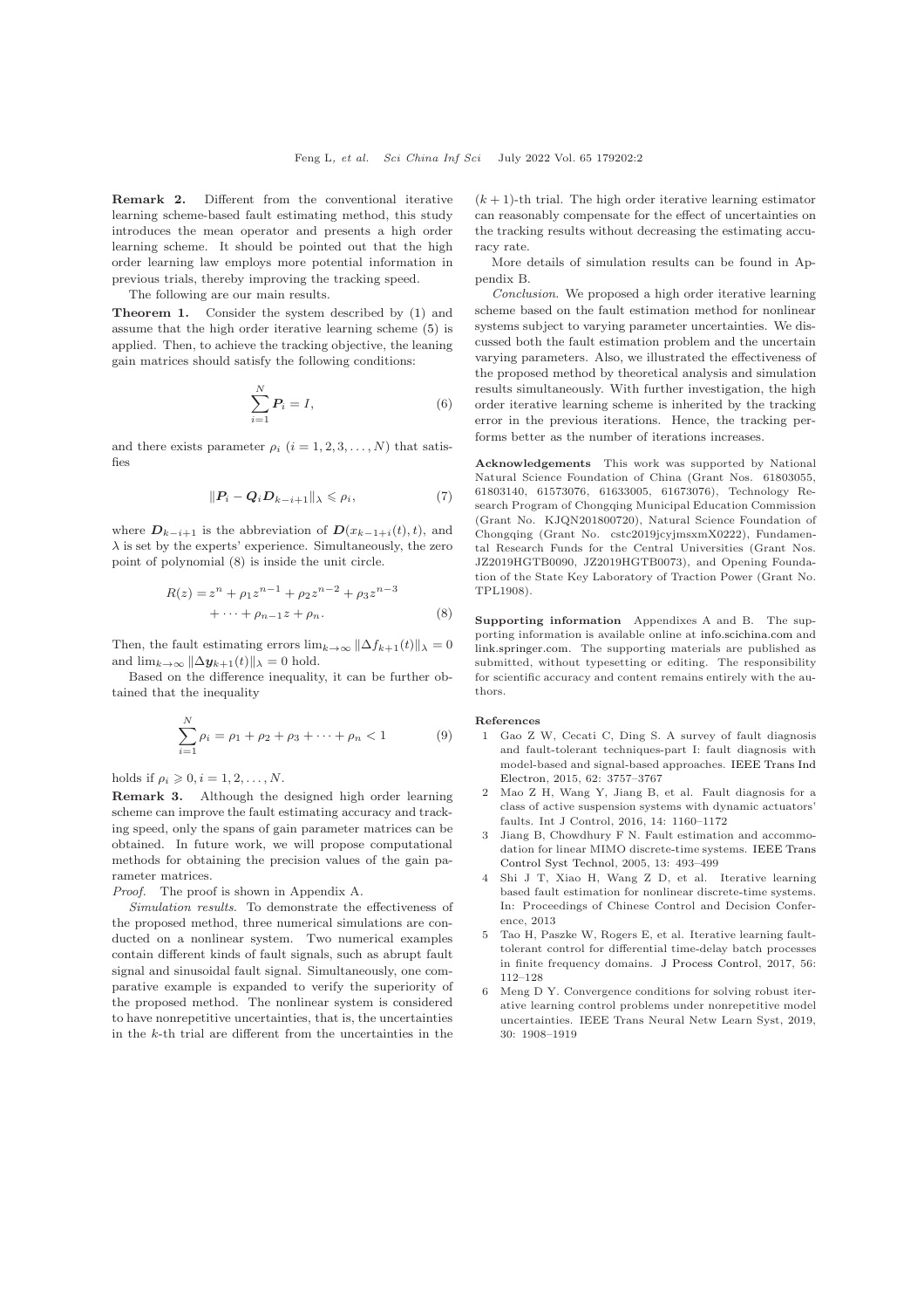**Remark 2.** Different from the conventional iterative learning scheme-based fault estimating method, this study introduces the mean operator and presents a high order learning scheme. It should be pointed out that the high order learning law employs more potential information in previous trials, thereby improving the tracking speed.

The following are our main results.

**Theorem 1.** Consider the system described by (1) and assume that the high order iterative learning scheme (5) is applied. Then, to achieve the tracking objective, the leaning gain matrices should satisfy the following conditions:

$$\sum_{i=1}^{N} \boldsymbol{P}_i = I, \tag{6}$$

and there exists parameter $\rho_i$ $(i = 1, 2, 3, \ldots, N)$ that satisfies

$$\|\boldsymbol{P}_i - \boldsymbol{Q}_i \boldsymbol{D}_{k-i+1}\|_\lambda \leqslant \rho_i, \tag{7}$$

where $\boldsymbol{D}_{k-i+1}$ is the abbreviation of $\boldsymbol{D}(x_{k-1+i}(t), t)$, and $\lambda$ is set by the experts' experience. Simultaneously, the zero point of polynomial (8) is inside the unit circle.

$$\begin{aligned} R(z) = & z^n + \rho_1 z^{n-1} + \rho_2 z^{n-2} + \rho_3 z^{n-3} \\ & + \cdots + \rho_{n-1} z + \rho_n. \end{aligned} \tag{8}$$

Then, the fault estimating errors $\lim_{k\to\infty} \|\Delta f_{k+1}(t)\|_\lambda = 0$ and $\lim_{k\to\infty} \|\Delta \boldsymbol{y}_{k+1}(t)\|_\lambda = 0$ hold.

Based on the difference inequality, it can be further obtained that the inequality

$$\sum_{i=1}^{N} \rho_i = \rho_1 + \rho_2 + \rho_3 + \cdots + \rho_n < 1 \tag{9}$$

holds if $\rho_i \geqslant 0, i = 1, 2, \ldots, N$.

**Remark 3.** Although the designed high order learning scheme can improve the fault estimating accuracy and tracking speed, only the spans of gain parameter matrices can be obtained. In future work, we will propose computational methods for obtaining the precision values of the gain parameter matrices.

*Proof.* The proof is shown in Appendix A.

*Simulation results.* To demonstrate the effectiveness of the proposed method, three numerical simulations are conducted on a nonlinear system. Two numerical examples contain different kinds of fault signals, such as abrupt fault signal and sinusoidal fault signal. Simultaneously, one comparative example is expanded to verify the superiority of the proposed method. The nonlinear system is considered to have nonrepetitive uncertainties, that is, the uncertainties in the $k$-th trial are different from the uncertainties in the $(k+1)$-th trial. The high order iterative learning estimator can reasonably compensate for the effect of uncertainties on the tracking results without decreasing the estimating accuracy rate.

More details of simulation results can be found in Appendix B.

*Conclusion.* We proposed a high order iterative learning scheme based on the fault estimation method for nonlinear systems subject to varying parameter uncertainties. We discussed both the fault estimation problem and the uncertain varying parameters. Also, we illustrated the effectiveness of the proposed method by theoretical analysis and simulation results simultaneously. With further investigation, the high order iterative learning scheme is inherited by the tracking error in the previous iterations. Hence, the tracking performs better as the number of iterations increases.

**Acknowledgements** This work was supported by National Natural Science Foundation of China (Grant Nos. 61803055, 61803140, 61573076, 61633005, 61673076), Technology Research Program of Chongqing Municipal Education Commission (Grant No. KJQN201800720), Natural Science Foundation of Chongqing (Grant No. cstc2019jcyjmsxmX0222), Fundamental Research Funds for the Central Universities (Grant Nos. JZ2019HGTB0090, JZ2019HGTB0073), and Opening Foundation of the State Key Laboratory of Traction Power (Grant No. TPL1908).

**Supporting information** Appendixes A and B. The supporting information is available online at info.scichina.com and link.springer.com. The supporting materials are published as submitted, without typesetting or editing. The responsibility for scientific accuracy and content remains entirely with the authors.

**References**

1. Gao Z W, Cecati C, Ding S. A survey of fault diagnosis and fault-tolerant techniques-part I: fault diagnosis with model-based and signal-based approaches. IEEE Trans Ind Electron, 2015, 62: 3757–3767
2. Mao Z H, Wang Y, Jiang B, et al. Fault diagnosis for a class of active suspension systems with dynamic actuators' faults. Int J Control, 2016, 14: 1160–1172
3. Jiang B, Chowdhury F N. Fault estimation and accommodation for linear MIMO discrete-time systems. IEEE Trans Control Syst Technol, 2005, 13: 493–499
4. Shi J T, Xiao H, Wang Z D, et al. Iterative learning based fault estimation for nonlinear discrete-time systems. In: Proceedings of Chinese Control and Decision Conference, 2013
5. Tao H, Paszke W, Rogers E, et al. Iterative learning fault-tolerant control for differential time-delay batch processes in finite frequency domains. J Process Control, 2017, 56: 112–128
6. Meng D Y. Convergence conditions for solving robust iterative learning control problems under nonrepetitive model uncertainties. IEEE Trans Neural Netw Learn Syst, 2019, 30: 1908–1919